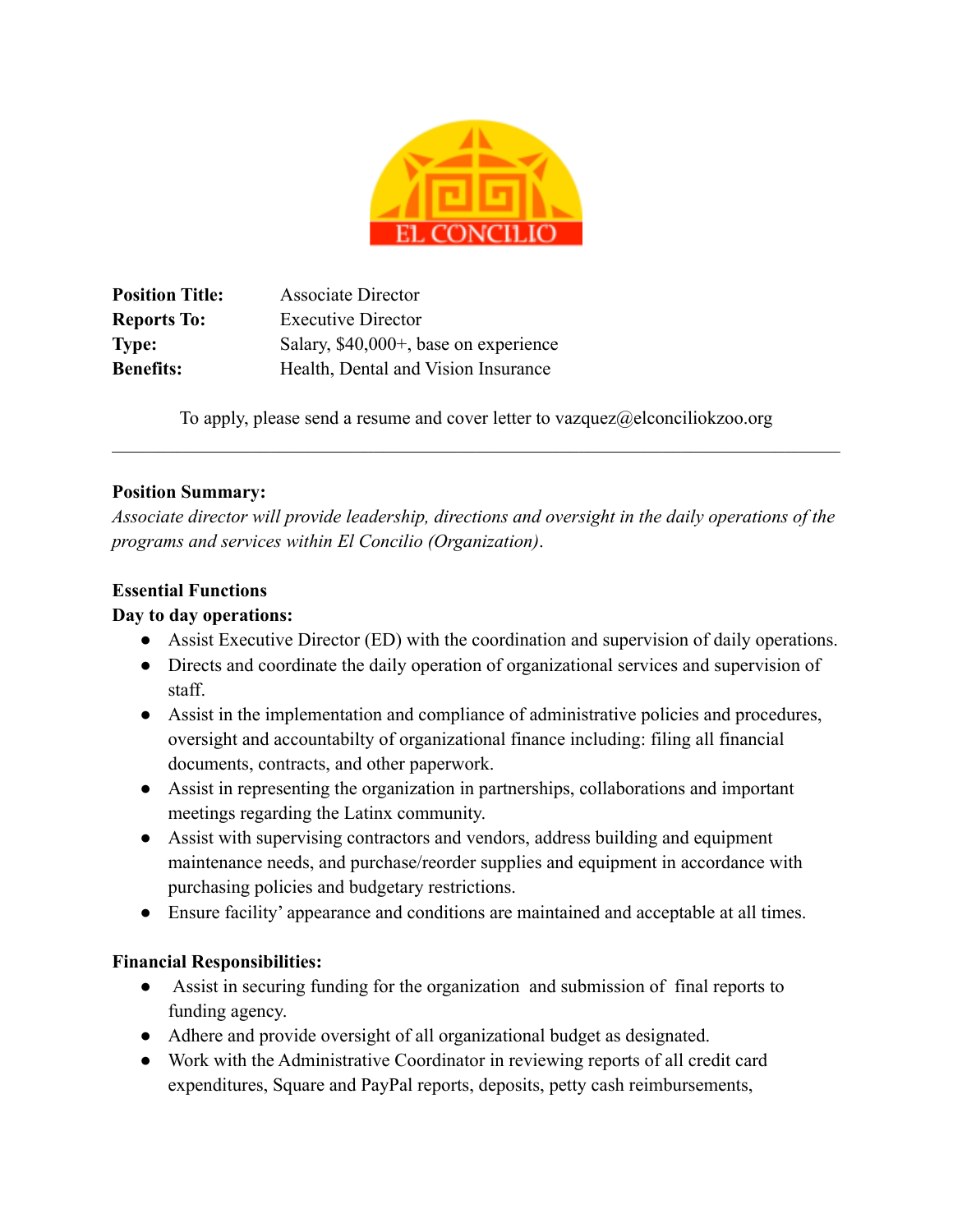**Position Title:** Associate Director
**Reports To:** Executive Director
**Type:** Salary, $40,000+, base on experience
**Benefits:** Health, Dental and Vision Insurance

To apply, please send a resume and cover letter to vazquez@elconciliokzoo.org

---

**Position Summary:**
*Associate director will provide leadership, directions and oversight in the daily operations of the programs and services within El Concilio (Organization).*

**Essential Functions**

**Day to day operations:**

- Assist Executive Director (ED) with the coordination and supervision of daily operations.
- Directs and coordinate the daily operation of organizational services and supervision of staff.
- Assist in the implementation and compliance of administrative policies and procedures, oversight and accountabilty of organizational finance including: filing all financial documents, contracts, and other paperwork.
- Assist in representing the organization in partnerships, collaborations and important meetings regarding the Latinx community.
- Assist with supervising contractors and vendors, address building and equipment maintenance needs, and purchase/reorder supplies and equipment in accordance with purchasing policies and budgetary restrictions.
- Ensure facility' appearance and conditions are maintained and acceptable at all times.

**Financial Responsibilities:**

- Assist in securing funding for the organization and submission of final reports to funding agency.
- Adhere and provide oversight of all organizational budget as designated.
- Work with the Administrative Coordinator in reviewing reports of all credit card expenditures, Square and PayPal reports, deposits, petty cash reimbursements,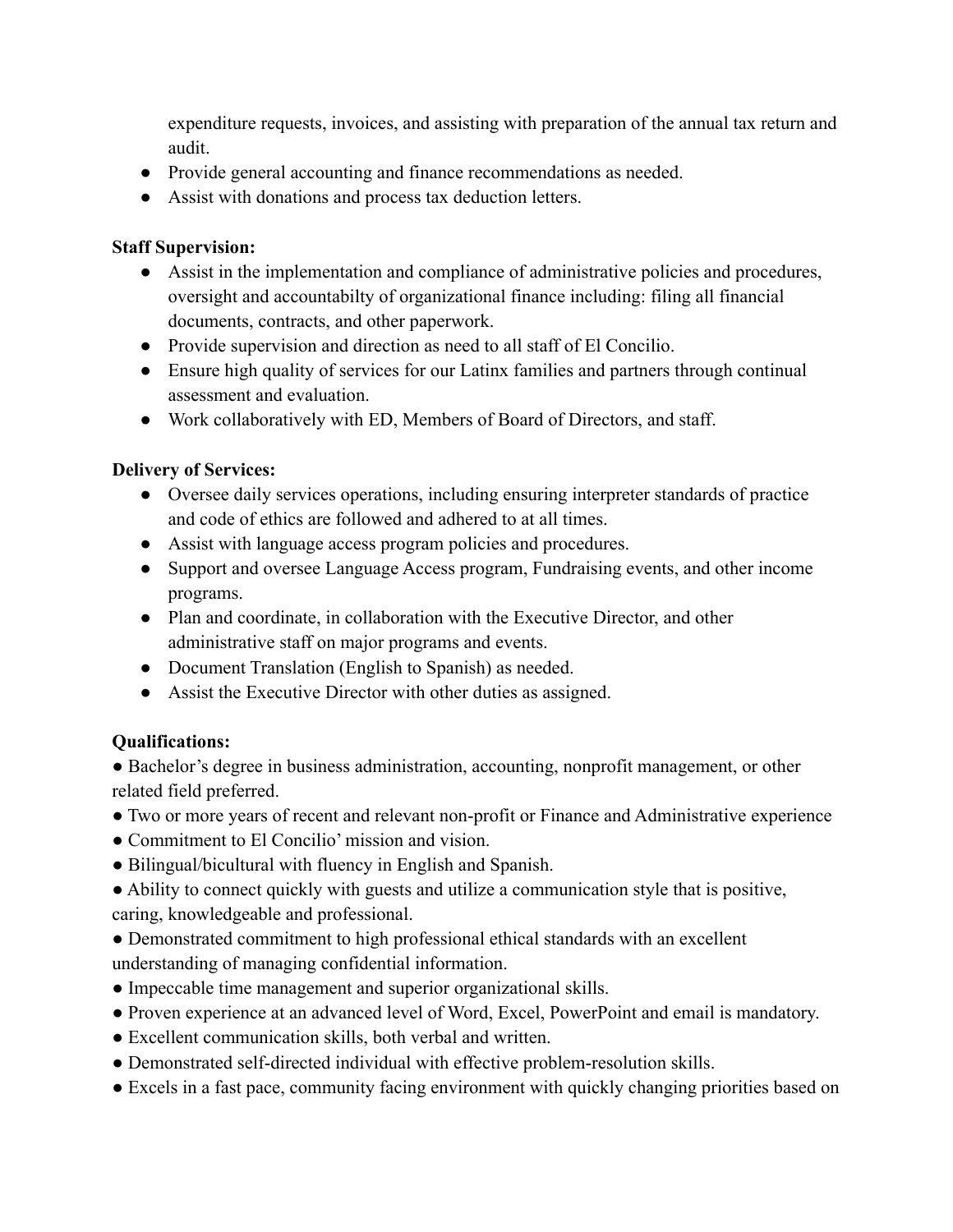expenditure requests, invoices, and assisting with preparation of the annual tax return and audit.

- Provide general accounting and finance recommendations as needed.
- Assist with donations and process tax deduction letters.

**Staff Supervision:**

- Assist in the implementation and compliance of administrative policies and procedures, oversight and accountabilty of organizational finance including: filing all financial documents, contracts, and other paperwork.
- Provide supervision and direction as need to all staff of El Concilio.
- Ensure high quality of services for our Latinx families and partners through continual assessment and evaluation.
- Work collaboratively with ED, Members of Board of Directors, and staff.

**Delivery of Services:**

- Oversee daily services operations, including ensuring interpreter standards of practice and code of ethics are followed and adhered to at all times.
- Assist with language access program policies and procedures.
- Support and oversee Language Access program, Fundraising events, and other income programs.
- Plan and coordinate, in collaboration with the Executive Director, and other administrative staff on major programs and events.
- Document Translation (English to Spanish) as needed.
- Assist the Executive Director with other duties as assigned.

**Qualifications:**

- Bachelor's degree in business administration, accounting, nonprofit management, or other related field preferred.
- Two or more years of recent and relevant non-profit or Finance and Administrative experience
- Commitment to El Concilio' mission and vision.
- Bilingual/bicultural with fluency in English and Spanish.
- Ability to connect quickly with guests and utilize a communication style that is positive, caring, knowledgeable and professional.
- Demonstrated commitment to high professional ethical standards with an excellent understanding of managing confidential information.
- Impeccable time management and superior organizational skills.
- Proven experience at an advanced level of Word, Excel, PowerPoint and email is mandatory.
- Excellent communication skills, both verbal and written.
- Demonstrated self-directed individual with effective problem-resolution skills.
- Excels in a fast pace, community facing environment with quickly changing priorities based on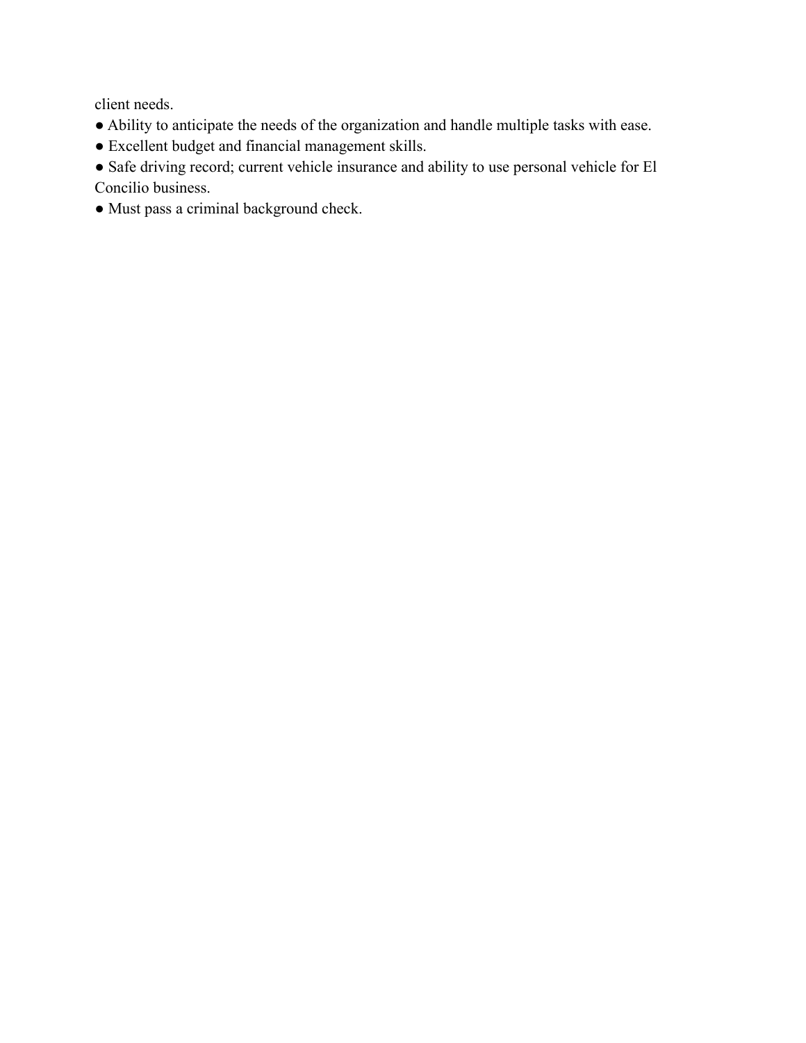client needs.

- Ability to anticipate the needs of the organization and handle multiple tasks with ease.
- Excellent budget and financial management skills.
- Safe driving record; current vehicle insurance and ability to use personal vehicle for El Concilio business.
- Must pass a criminal background check.